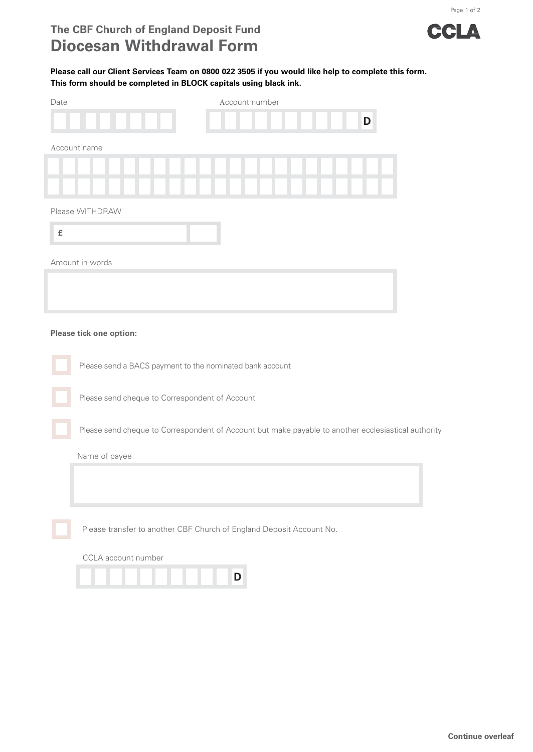## The CBF Church of England Deposit Fund

# Diocesan Withdrawal Form

CCLA

**Please call our Client Services Team on 0800 022 3505 if you would like help to complete this form.**
**This form should be completed in BLOCK capitals using black ink.**

Date

Account number

D

Account name

Please WITHDRAW

£

Amount in words

**Please tick one option:**

☐ Please send a BACS payment to the nominated bank account

☐ Please send cheque to Correspondent of Account

☐ Please send cheque to Correspondent of Account but make payable to another ecclesiastical authority

Name of payee

☐ Please transfer to another CBF Church of England Deposit Account No.

CCLA account number

D

**Continue overleaf**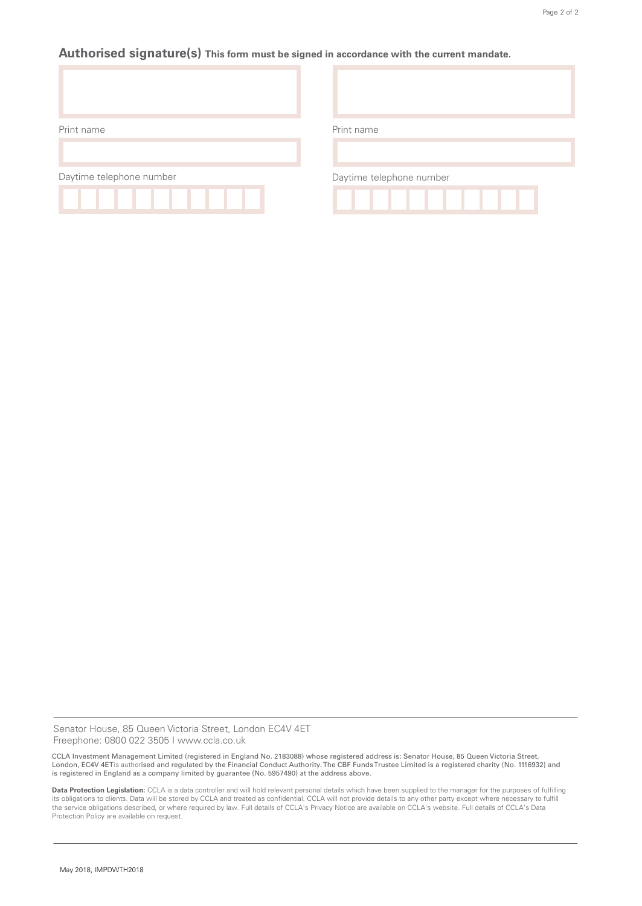## Authorised signature(s) **This form must be signed in accordance with the current mandate.**

Print name

Daytime telephone number

Print name

Daytime telephone number

Senator House, 85 Queen Victoria Street, London EC4V 4ET
Freephone: 0800 022 3505 | www.ccla.co.uk

CCLA Investment Management Limited (registered in England No. 2183088) whose registered address is: Senator House, 85 Queen Victoria Street, London, EC4V 4ETis authorised and regulated by the Financial Conduct Authority. The CBF Funds Trustee Limited is a registered charity (No. 1116932) and is registered in England as a company limited by guarantee (No. 5957490) at the address above.

**Data Protection Legislation:** CCLA is a data controller and will hold relevant personal details which have been supplied to the manager for the purposes of fulfilling its obligations to clients. Data will be stored by CCLA and treated as confidential. CCLA will not provide details to any other party except where necessary to fulfill the service obligations described, or where required by law. Full details of CCLA's Privacy Notice are available on CCLA's website. Full details of CCLA's Data Protection Policy are available on request.

May 2018, IMPDWTH2018